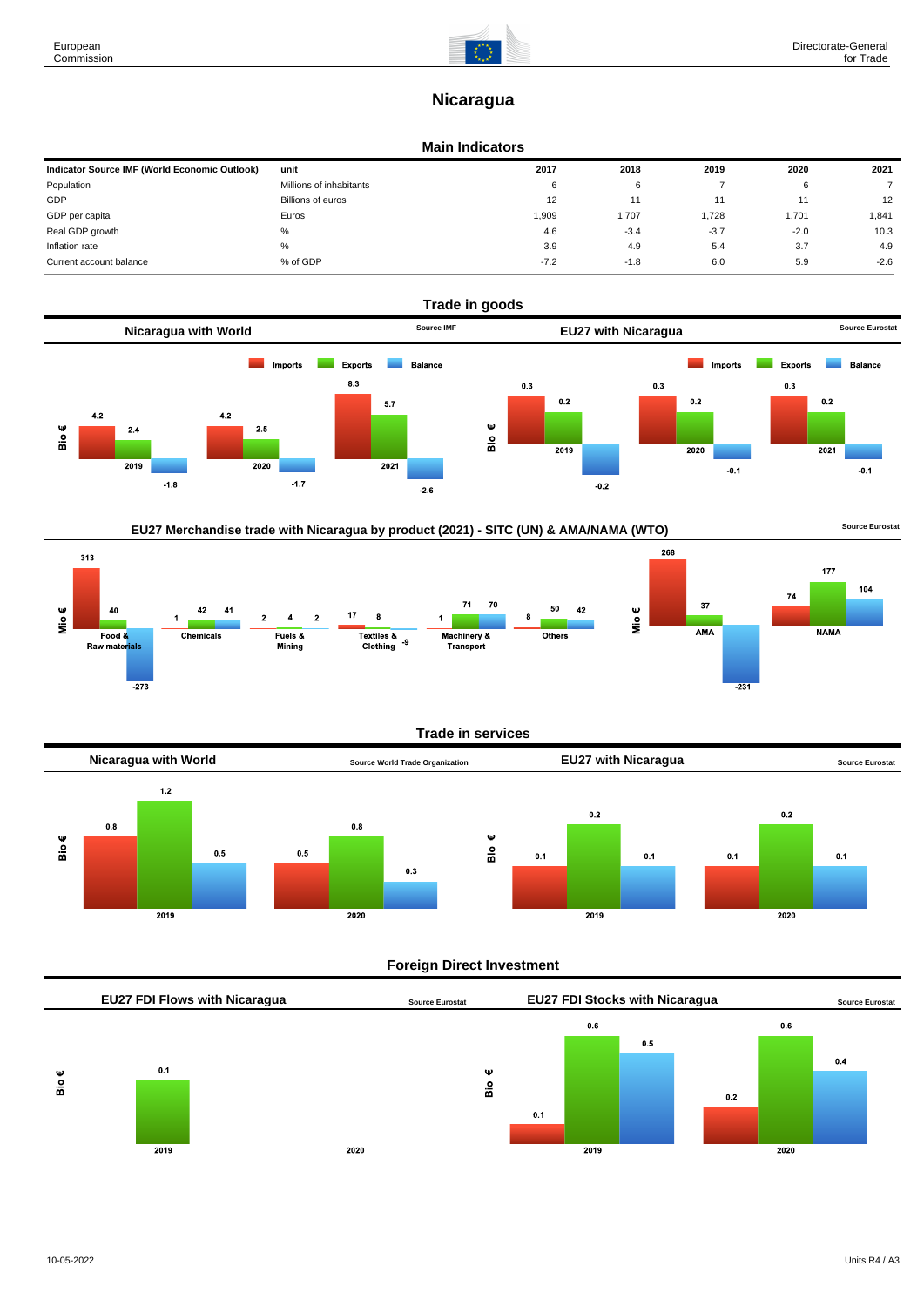# Nicaragua

## Main Indicators

| Indicator Source IMF (World Economic Outlook) | unit | 2017 | 2018 | 2019 | 2020 | 2021 |
|---|---|---|---|---|---|---|
| Population | Millions of inhabitants | 6 | 6 | 7 | 6 | 7 |
| GDP | Billions of euros | 12 | 11 | 11 | 11 | 12 |
| GDP per capita | Euros | 1,909 | 1,707 | 1,728 | 1,701 | 1,841 |
| Real GDP growth | % | 4.6 | -3.4 | -3.7 | -2.0 | 10.3 |
| Inflation rate | % | 3.9 | 4.9 | 5.4 | 3.7 | 4.9 |
| Current account balance | % of GDP | -7.2 | -1.8 | 6.0 | 5.9 | -2.6 |

## Trade in goods

### Nicaragua with World (Source IMF)

Bio €

| | Imports | Exports | Balance |
|---|---|---|---|
| 2019 | 4.2 | 2.4 | -1.8 |
| 2020 | 4.2 | 2.5 | -1.7 |
| 2021 | 8.3 | 5.7 | -2.6 |

### EU27 with Nicaragua (Source Eurostat)

Bio €

| | Imports | Exports | Balance |
|---|---|---|---|
| 2019 | 0.3 | 0.2 | -0.2 |
| 2020 | 0.3 | 0.2 | -0.1 |
| 2021 | 0.3 | 0.2 | -0.1 |

### EU27 Merchandise trade with Nicaragua by product (2021) - SITC (UN) & AMA/NAMA (WTO) (Source Eurostat)

Mio €

| | Imports | Exports | Balance |
|---|---|---|---|
| Food & Raw materials | 313 | 40 | -273 |
| Chemicals | 1 | 42 | 41 |
| Fuels & Mining | 2 | 4 | 2 |
| Textiles & Clothing | 17 | 8 | -9 |
| Machinery & Transport | 1 | 71 | 70 |
| Others | 8 | 50 | 42 |

Mio €

| | Imports | Exports | Balance |
|---|---|---|---|
| AMA | 268 | 37 | -231 |
| NAMA | 74 | 177 | 104 |

## Trade in services

### Nicaragua with World (Source World Trade Organization)

Bio €

| | Imports | Exports | Balance |
|---|---|---|---|
| 2019 | 0.8 | 1.2 | 0.5 |
| 2020 | 0.5 | 0.8 | 0.3 |

### EU27 with Nicaragua (Source Eurostat)

Bio €

| | Imports | Exports | Balance |
|---|---|---|---|
| 2019 | 0.1 | 0.2 | 0.1 |
| 2020 | 0.1 | 0.2 | 0.1 |

## Foreign Direct Investment

### EU27 FDI Flows with Nicaragua (Source Eurostat)

Bio €

| | Value |
|---|---|
| 2019 | 0.1 |
| 2020 | |

### EU27 FDI Stocks with Nicaragua (Source Eurostat)

Bio €

| | | | |
|---|---|---|---|
| 2019 | 0.1 | 0.6 | 0.5 |
| 2020 | 0.2 | 0.6 | 0.4 |

10-05-2022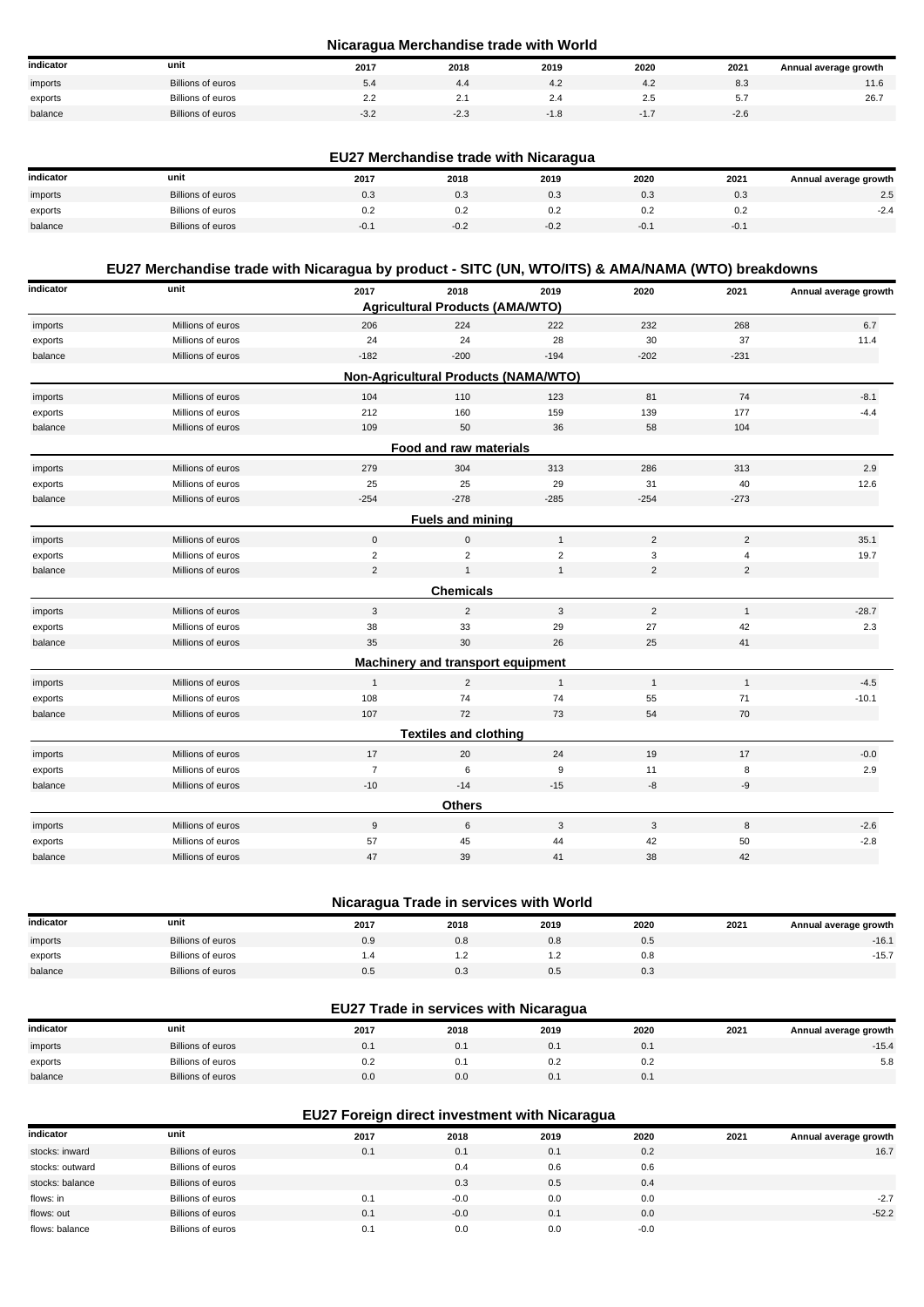## Nicaragua Merchandise trade with World

| indicator | unit | 2017 | 2018 | 2019 | 2020 | 2021 | Annual average growth |
|---|---|---|---|---|---|---|---|
| imports | Billions of euros | 5.4 | 4.4 | 4.2 | 4.2 | 8.3 | 11.6 |
| exports | Billions of euros | 2.2 | 2.1 | 2.4 | 2.5 | 5.7 | 26.7 |
| balance | Billions of euros | -3.2 | -2.3 | -1.8 | -1.7 | -2.6 | |

## EU27 Merchandise trade with Nicaragua

| indicator | unit | 2017 | 2018 | 2019 | 2020 | 2021 | Annual average growth |
|---|---|---|---|---|---|---|---|
| imports | Billions of euros | 0.3 | 0.3 | 0.3 | 0.3 | 0.3 | 2.5 |
| exports | Billions of euros | 0.2 | 0.2 | 0.2 | 0.2 | 0.2 | -2.4 |
| balance | Billions of euros | -0.1 | -0.2 | -0.2 | -0.1 | -0.1 | |

## EU27 Merchandise trade with Nicaragua by product - SITC (UN, WTO/ITS) & AMA/NAMA (WTO) breakdowns

| indicator | unit | 2017 | 2018 | 2019 | 2020 | 2021 | Annual average growth |
|---|---|---|---|---|---|---|---|
| **Agricultural Products (AMA/WTO)** | | | | | | | |
| imports | Millions of euros | 206 | 224 | 222 | 232 | 268 | 6.7 |
| exports | Millions of euros | 24 | 24 | 28 | 30 | 37 | 11.4 |
| balance | Millions of euros | -182 | -200 | -194 | -202 | -231 | |
| **Non-Agricultural Products (NAMA/WTO)** | | | | | | | |
| imports | Millions of euros | 104 | 110 | 123 | 81 | 74 | -8.1 |
| exports | Millions of euros | 212 | 160 | 159 | 139 | 177 | -4.4 |
| balance | Millions of euros | 109 | 50 | 36 | 58 | 104 | |
| **Food and raw materials** | | | | | | | |
| imports | Millions of euros | 279 | 304 | 313 | 286 | 313 | 2.9 |
| exports | Millions of euros | 25 | 25 | 29 | 31 | 40 | 12.6 |
| balance | Millions of euros | -254 | -278 | -285 | -254 | -273 | |
| **Fuels and mining** | | | | | | | |
| imports | Millions of euros | 0 | 0 | 1 | 2 | 2 | 35.1 |
| exports | Millions of euros | 2 | 2 | 2 | 3 | 4 | 19.7 |
| balance | Millions of euros | 2 | 1 | 1 | 2 | 2 | |
| **Chemicals** | | | | | | | |
| imports | Millions of euros | 3 | 2 | 3 | 2 | 1 | -28.7 |
| exports | Millions of euros | 38 | 33 | 29 | 27 | 42 | 2.3 |
| balance | Millions of euros | 35 | 30 | 26 | 25 | 41 | |
| **Machinery and transport equipment** | | | | | | | |
| imports | Millions of euros | 1 | 2 | 1 | 1 | 1 | -4.5 |
| exports | Millions of euros | 108 | 74 | 74 | 55 | 71 | -10.1 |
| balance | Millions of euros | 107 | 72 | 73 | 54 | 70 | |
| **Textiles and clothing** | | | | | | | |
| imports | Millions of euros | 17 | 20 | 24 | 19 | 17 | -0.0 |
| exports | Millions of euros | 7 | 6 | 9 | 11 | 8 | 2.9 |
| balance | Millions of euros | -10 | -14 | -15 | -8 | -9 | |
| **Others** | | | | | | | |
| imports | Millions of euros | 9 | 6 | 3 | 3 | 8 | -2.6 |
| exports | Millions of euros | 57 | 45 | 44 | 42 | 50 | -2.8 |
| balance | Millions of euros | 47 | 39 | 41 | 38 | 42 | |

## Nicaragua Trade in services with World

| indicator | unit | 2017 | 2018 | 2019 | 2020 | 2021 | Annual average growth |
|---|---|---|---|---|---|---|---|
| imports | Billions of euros | 0.9 | 0.8 | 0.8 | 0.5 | | -16.1 |
| exports | Billions of euros | 1.4 | 1.2 | 1.2 | 0.8 | | -15.7 |
| balance | Billions of euros | 0.5 | 0.3 | 0.5 | 0.3 | | |

## EU27 Trade in services with Nicaragua

| indicator | unit | 2017 | 2018 | 2019 | 2020 | 2021 | Annual average growth |
|---|---|---|---|---|---|---|---|
| imports | Billions of euros | 0.1 | 0.1 | 0.1 | 0.1 | | -15.4 |
| exports | Billions of euros | 0.2 | 0.1 | 0.2 | 0.2 | | 5.8 |
| balance | Billions of euros | 0.0 | 0.0 | 0.1 | 0.1 | | |

## EU27 Foreign direct investment with Nicaragua

| indicator | unit | 2017 | 2018 | 2019 | 2020 | 2021 | Annual average growth |
|---|---|---|---|---|---|---|---|
| stocks: inward | Billions of euros | 0.1 | 0.1 | 0.1 | 0.2 | | 16.7 |
| stocks: outward | Billions of euros | | 0.4 | 0.6 | 0.6 | | |
| stocks: balance | Billions of euros | | 0.3 | 0.5 | 0.4 | | |
| flows: in | Billions of euros | 0.1 | -0.0 | 0.0 | 0.0 | | -2.7 |
| flows: out | Billions of euros | 0.1 | -0.0 | 0.1 | 0.0 | | -52.2 |
| flows: balance | Billions of euros | 0.1 | 0.0 | 0.0 | -0.0 | | |